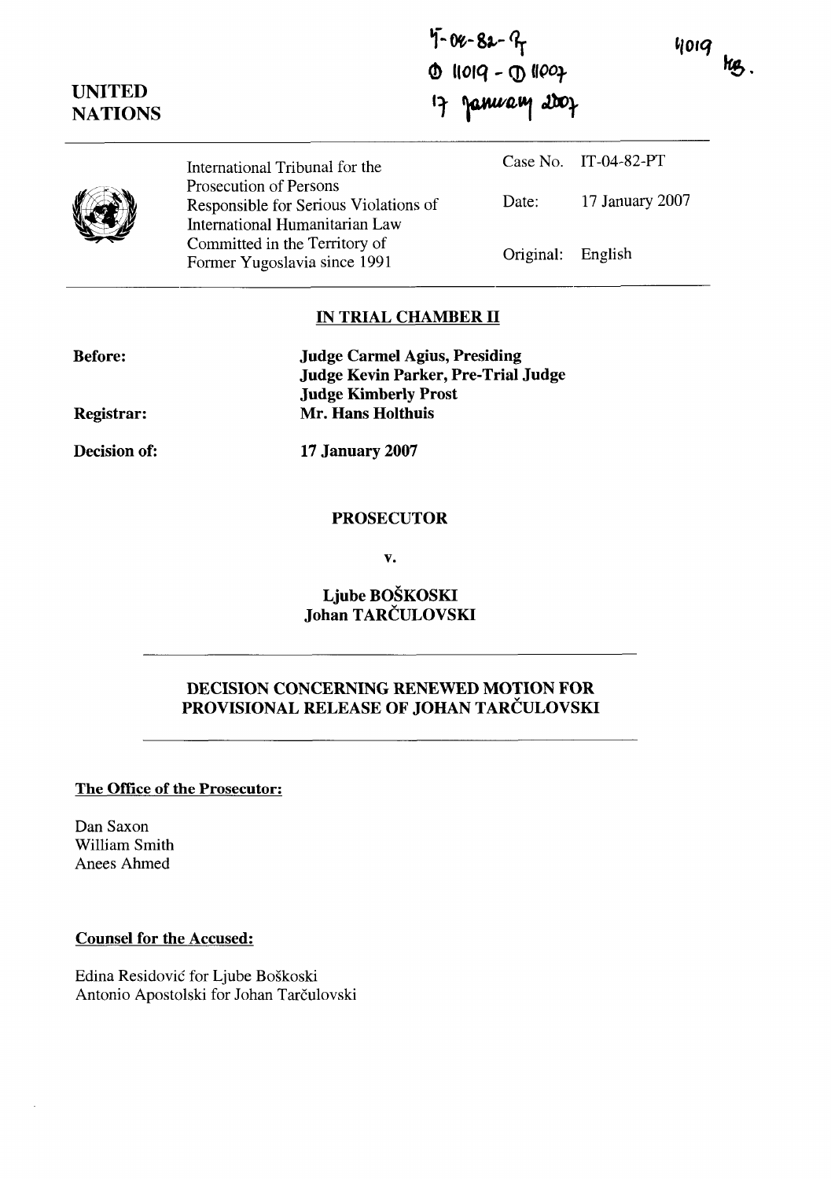IT-04-82-PT
D 11019 - D 11007
17 January 2007

11019 KB.

UNITED NATIONS

| | | |
|---|---|---|
| International Tribunal for the Prosecution of Persons Responsible for Serious Violations of International Humanitarian Law Committed in the Territory of Former Yugoslavia since 1991 | Case No. | IT-04-82-PT |
| | Date: | 17 January 2007 |
| | Original: | English |

## IN TRIAL CHAMBER II

**Before:** **Judge Carmel Agius, Presiding**
**Judge Kevin Parker, Pre-Trial Judge**
**Judge Kimberly Prost**

**Registrar:** **Mr. Hans Holthuis**

**Decision of:** **17 January 2007**

**PROSECUTOR**

**v.**

**Ljube BOŠKOSKI**
**Johan TARČULOVSKI**

## DECISION CONCERNING RENEWED MOTION FOR PROVISIONAL RELEASE OF JOHAN TARČULOVSKI

**The Office of the Prosecutor:**

Dan Saxon
William Smith
Anees Ahmed

**Counsel for the Accused:**

Edina Residović for Ljube Boškoski
Antonio Apostolski for Johan Tarčulovski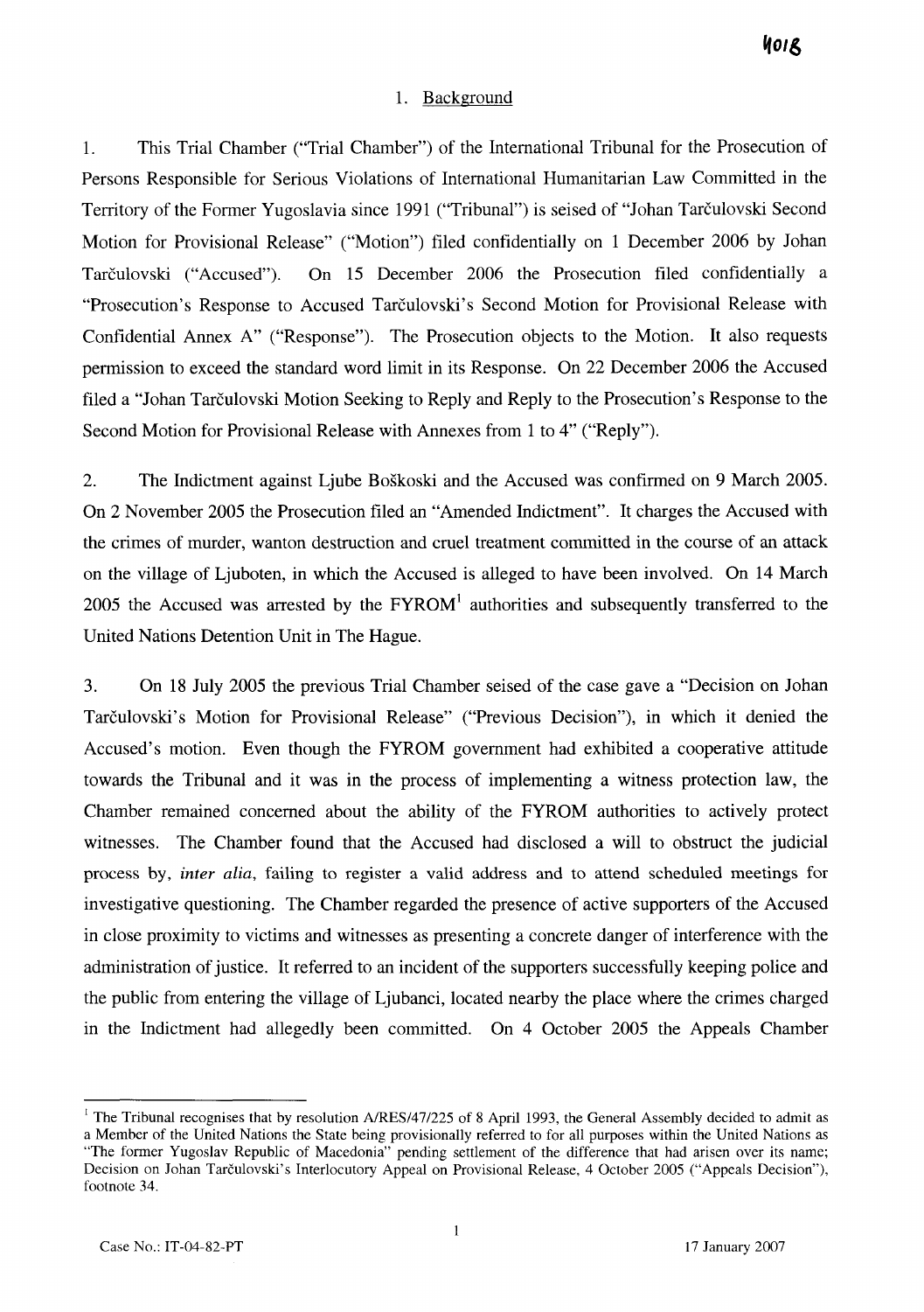## 1. Background

1. This Trial Chamber ("Trial Chamber") of the International Tribunal for the Prosecution of Persons Responsible for Serious Violations of International Humanitarian Law Committed in the Territory of the Former Yugoslavia since 1991 ("Tribunal") is seised of "Johan Tarčulovski Second Motion for Provisional Release" ("Motion") filed confidentially on 1 December 2006 by Johan Tarčulovski ("Accused"). On 15 December 2006 the Prosecution filed confidentially a "Prosecution's Response to Accused Tarčulovski's Second Motion for Provisional Release with Confidential Annex A" ("Response"). The Prosecution objects to the Motion. It also requests permission to exceed the standard word limit in its Response. On 22 December 2006 the Accused filed a "Johan Tarčulovski Motion Seeking to Reply and Reply to the Prosecution's Response to the Second Motion for Provisional Release with Annexes from 1 to 4" ("Reply").

2. The Indictment against Ljube Boškoski and the Accused was confirmed on 9 March 2005. On 2 November 2005 the Prosecution filed an "Amended Indictment". It charges the Accused with the crimes of murder, wanton destruction and cruel treatment committed in the course of an attack on the village of Ljuboten, in which the Accused is alleged to have been involved. On 14 March 2005 the Accused was arrested by the FYROM[1] authorities and subsequently transferred to the United Nations Detention Unit in The Hague.

3. On 18 July 2005 the previous Trial Chamber seised of the case gave a "Decision on Johan Tarčulovski's Motion for Provisional Release" ("Previous Decision"), in which it denied the Accused's motion. Even though the FYROM government had exhibited a cooperative attitude towards the Tribunal and it was in the process of implementing a witness protection law, the Chamber remained concerned about the ability of the FYROM authorities to actively protect witnesses. The Chamber found that the Accused had disclosed a will to obstruct the judicial process by, *inter alia*, failing to register a valid address and to attend scheduled meetings for investigative questioning. The Chamber regarded the presence of active supporters of the Accused in close proximity to victims and witnesses as presenting a concrete danger of interference with the administration of justice. It referred to an incident of the supporters successfully keeping police and the public from entering the village of Ljubanci, located nearby the place where the crimes charged in the Indictment had allegedly been committed. On 4 October 2005 the Appeals Chamber

---

[1] The Tribunal recognises that by resolution A/RES/47/225 of 8 April 1993, the General Assembly decided to admit as a Member of the United Nations the State being provisionally referred to for all purposes within the United Nations as "The former Yugoslav Republic of Macedonia" pending settlement of the difference that had arisen over its name; Decision on Johan Tarčulovski's Interlocutory Appeal on Provisional Release, 4 October 2005 ("Appeals Decision"), footnote 34.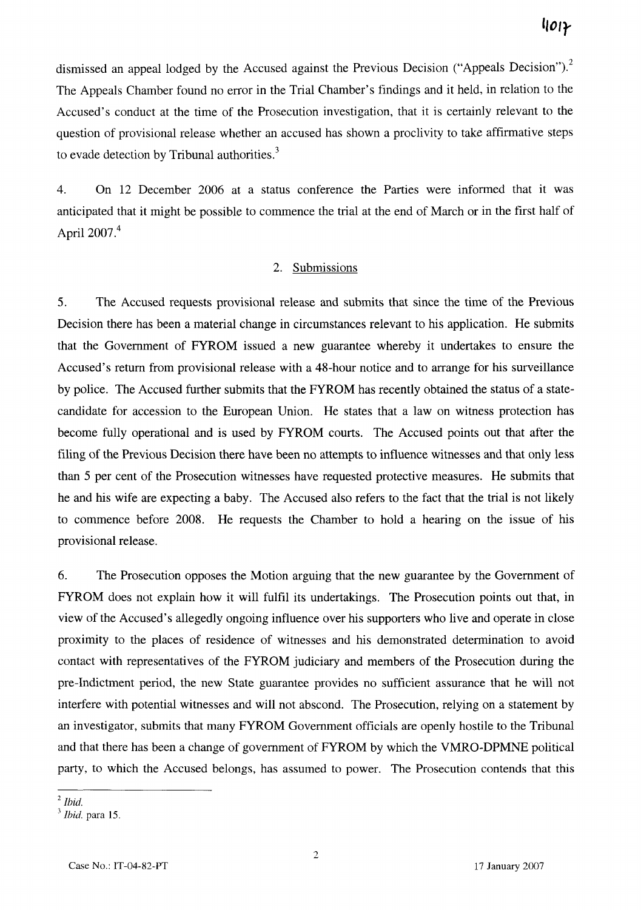dismissed an appeal lodged by the Accused against the Previous Decision ("Appeals Decision").[2] The Appeals Chamber found no error in the Trial Chamber's findings and it held, in relation to the Accused's conduct at the time of the Prosecution investigation, that it is certainly relevant to the question of provisional release whether an accused has shown a proclivity to take affirmative steps to evade detection by Tribunal authorities.[3]

4. On 12 December 2006 at a status conference the Parties were informed that it was anticipated that it might be possible to commence the trial at the end of March or in the first half of April 2007.[4]

## 2. Submissions

5. The Accused requests provisional release and submits that since the time of the Previous Decision there has been a material change in circumstances relevant to his application. He submits that the Government of FYROM issued a new guarantee whereby it undertakes to ensure the Accused's return from provisional release with a 48-hour notice and to arrange for his surveillance by police. The Accused further submits that the FYROM has recently obtained the status of a state-candidate for accession to the European Union. He states that a law on witness protection has become fully operational and is used by FYROM courts. The Accused points out that after the filing of the Previous Decision there have been no attempts to influence witnesses and that only less than 5 per cent of the Prosecution witnesses have requested protective measures. He submits that he and his wife are expecting a baby. The Accused also refers to the fact that the trial is not likely to commence before 2008. He requests the Chamber to hold a hearing on the issue of his provisional release.

6. The Prosecution opposes the Motion arguing that the new guarantee by the Government of FYROM does not explain how it will fulfil its undertakings. The Prosecution points out that, in view of the Accused's allegedly ongoing influence over his supporters who live and operate in close proximity to the places of residence of witnesses and his demonstrated determination to avoid contact with representatives of the FYROM judiciary and members of the Prosecution during the pre-Indictment period, the new State guarantee provides no sufficient assurance that he will not interfere with potential witnesses and will not abscond. The Prosecution, relying on a statement by an investigator, submits that many FYROM Government officials are openly hostile to the Tribunal and that there has been a change of government of FYROM by which the VMRO-DPMNE political party, to which the Accused belongs, has assumed to power. The Prosecution contends that this

---

[2] *Ibid.*

[3] *Ibid.* para 15.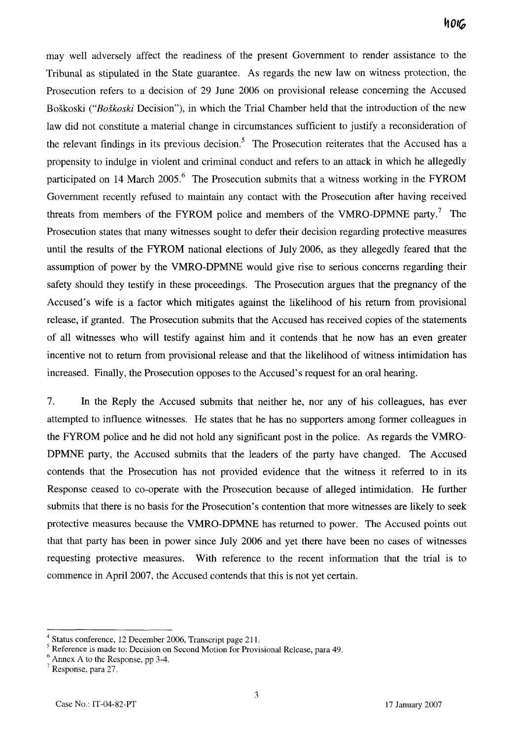may well adversely affect the readiness of the present Government to render assistance to the Tribunal as stipulated in the State guarantee. As regards the new law on witness protection, the Prosecution refers to a decision of 29 June 2006 on provisional release concerning the Accused Boškoski ("*Boškoski* Decision"), in which the Trial Chamber held that the introduction of the new law did not constitute a material change in circumstances sufficient to justify a reconsideration of the relevant findings in its previous decision.[5] The Prosecution reiterates that the Accused has a propensity to indulge in violent and criminal conduct and refers to an attack in which he allegedly participated on 14 March 2005.[6] The Prosecution submits that a witness working in the FYROM Government recently refused to maintain any contact with the Prosecution after having received threats from members of the FYROM police and members of the VMRO-DPMNE party.[7] The Prosecution states that many witnesses sought to defer their decision regarding protective measures until the results of the FYROM national elections of July 2006, as they allegedly feared that the assumption of power by the VMRO-DPMNE would give rise to serious concerns regarding their safety should they testify in these proceedings. The Prosecution argues that the pregnancy of the Accused's wife is a factor which mitigates against the likelihood of his return from provisional release, if granted. The Prosecution submits that the Accused has received copies of the statements of all witnesses who will testify against him and it contends that he now has an even greater incentive not to return from provisional release and that the likelihood of witness intimidation has increased. Finally, the Prosecution opposes to the Accused's request for an oral hearing.

7. In the Reply the Accused submits that neither he, nor any of his colleagues, has ever attempted to influence witnesses. He states that he has no supporters among former colleagues in the FYROM police and he did not hold any significant post in the police. As regards the VMRO-DPMNE party, the Accused submits that the leaders of the party have changed. The Accused contends that the Prosecution has not provided evidence that the witness it referred to in its Response ceased to co-operate with the Prosecution because of alleged intimidation. He further submits that there is no basis for the Prosecution's contention that more witnesses are likely to seek protective measures because the VMRO-DPMNE has returned to power. The Accused points out that that party has been in power since July 2006 and yet there have been no cases of witnesses requesting protective measures. With reference to the recent information that the trial is to commence in April 2007, the Accused contends that this is not yet certain.

---

[4] Status conference, 12 December 2006, Transcript page 211.

[5] Reference is made to: Decision on Second Motion for Provisional Release, para 49.

[6] Annex A to the Response, pp 3-4.

[7] Response, para 27.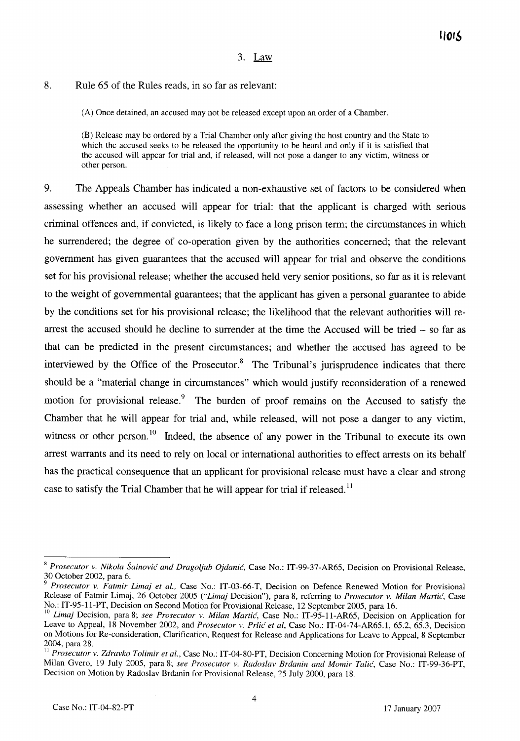## 3. Law

8. Rule 65 of the Rules reads, in so far as relevant:

> (A) Once detained, an accused may not be released except upon an order of a Chamber.
>
> (B) Release may be ordered by a Trial Chamber only after giving the host country and the State to which the accused seeks to be released the opportunity to be heard and only if it is satisfied that the accused will appear for trial and, if released, will not pose a danger to any victim, witness or other person.

9. The Appeals Chamber has indicated a non-exhaustive set of factors to be considered when assessing whether an accused will appear for trial: that the applicant is charged with serious criminal offences and, if convicted, is likely to face a long prison term; the circumstances in which he surrendered; the degree of co-operation given by the authorities concerned; that the relevant government has given guarantees that the accused will appear for trial and observe the conditions set for his provisional release; whether the accused held very senior positions, so far as it is relevant to the weight of governmental guarantees; that the applicant has given a personal guarantee to abide by the conditions set for his provisional release; the likelihood that the relevant authorities will re-arrest the accused should he decline to surrender at the time the Accused will be tried – so far as that can be predicted in the present circumstances; and whether the accused has agreed to be interviewed by the Office of the Prosecutor.[8] The Tribunal's jurisprudence indicates that there should be a "material change in circumstances" which would justify reconsideration of a renewed motion for provisional release.[9] The burden of proof remains on the Accused to satisfy the Chamber that he will appear for trial and, while released, will not pose a danger to any victim, witness or other person.[10] Indeed, the absence of any power in the Tribunal to execute its own arrest warrants and its need to rely on local or international authorities to effect arrests on its behalf has the practical consequence that an applicant for provisional release must have a clear and strong case to satisfy the Trial Chamber that he will appear for trial if released.[11]

---

[8] *Prosecutor v. Nikola Šainović and Dragoljub Ojdanić*, Case No.: IT-99-37-AR65, Decision on Provisional Release, 30 October 2002, para 6.

[9] *Prosecutor v. Fatmir Limaj et al.*, Case No.: IT-03-66-T, Decision on Defence Renewed Motion for Provisional Release of Fatmir Limaj, 26 October 2005 ("*Limaj* Decision"), para 8, referring to *Prosecutor v. Milan Martić*, Case No.: IT-95-11-PT, Decision on Second Motion for Provisional Release, 12 September 2005, para 16.

[10] *Limaj* Decision, para 8; *see Prosecutor v. Milan Martić*, Case No.: IT-95-11-AR65, Decision on Application for Leave to Appeal, 18 November 2002, and *Prosecutor v. Prlić et al*, Case No.: IT-04-74-AR65.1, 65.2, 65.3, Decision on Motions for Re-consideration, Clarification, Request for Release and Applications for Leave to Appeal, 8 September 2004, para 28.

[11] *Prosecutor v. Zdravko Tolimir et al.*, Case No.: IT-04-80-PT, Decision Concerning Motion for Provisional Release of Milan Gvero, 19 July 2005, para 8; *see Prosecutor v. Radoslav Brđanin and Momir Talić*, Case No.: IT-99-36-PT, Decision on Motion by Radoslav Brđanin for Provisional Release, 25 July 2000, para 18.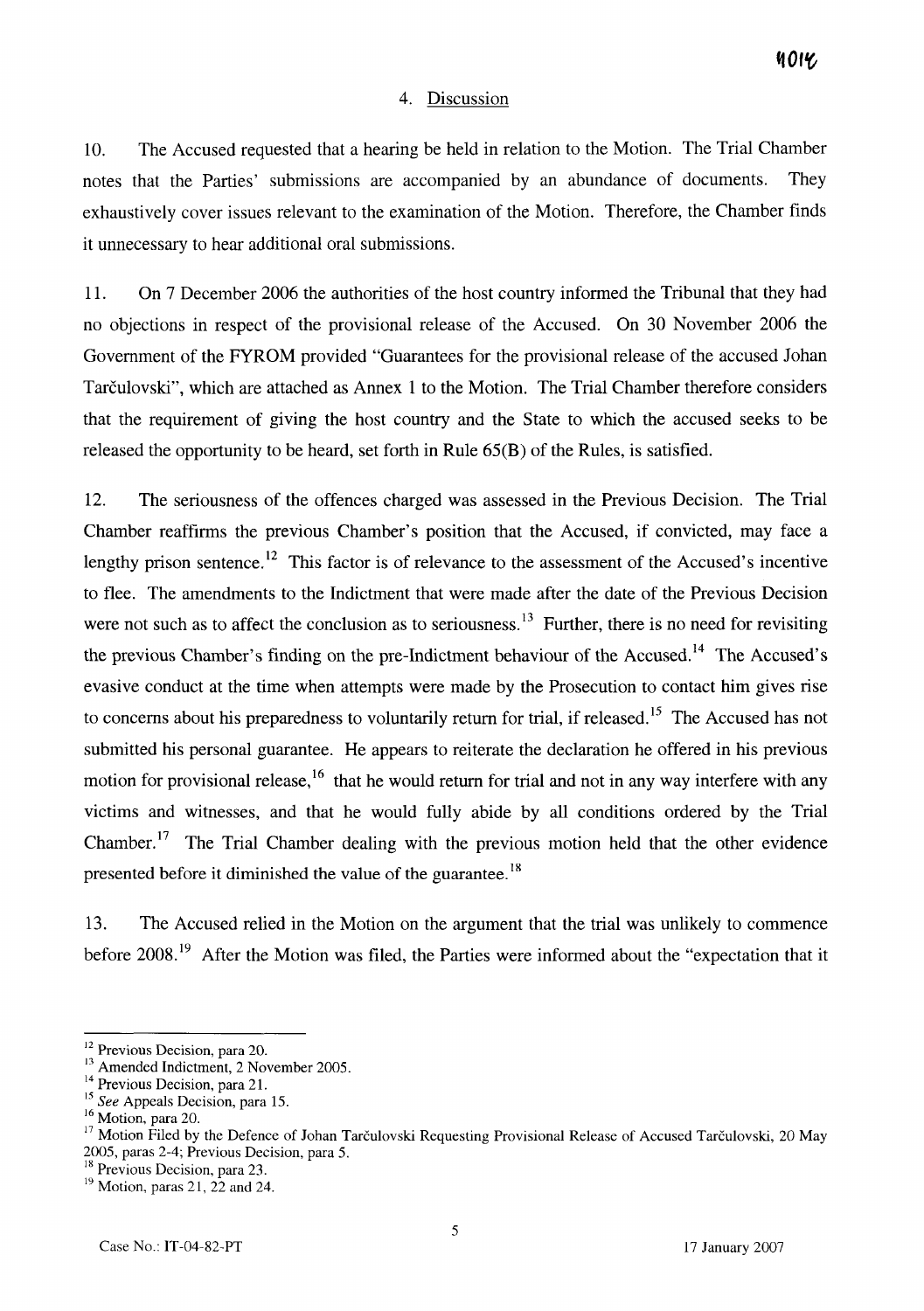## 4. Discussion

10. The Accused requested that a hearing be held in relation to the Motion. The Trial Chamber notes that the Parties' submissions are accompanied by an abundance of documents. They exhaustively cover issues relevant to the examination of the Motion. Therefore, the Chamber finds it unnecessary to hear additional oral submissions.

11. On 7 December 2006 the authorities of the host country informed the Tribunal that they had no objections in respect of the provisional release of the Accused. On 30 November 2006 the Government of the FYROM provided "Guarantees for the provisional release of the accused Johan Tarčulovski", which are attached as Annex 1 to the Motion. The Trial Chamber therefore considers that the requirement of giving the host country and the State to which the accused seeks to be released the opportunity to be heard, set forth in Rule 65(B) of the Rules, is satisfied.

12. The seriousness of the offences charged was assessed in the Previous Decision. The Trial Chamber reaffirms the previous Chamber's position that the Accused, if convicted, may face a lengthy prison sentence.[12] This factor is of relevance to the assessment of the Accused's incentive to flee. The amendments to the Indictment that were made after the date of the Previous Decision were not such as to affect the conclusion as to seriousness.[13] Further, there is no need for revisiting the previous Chamber's finding on the pre-Indictment behaviour of the Accused.[14] The Accused's evasive conduct at the time when attempts were made by the Prosecution to contact him gives rise to concerns about his preparedness to voluntarily return for trial, if released.[15] The Accused has not submitted his personal guarantee. He appears to reiterate the declaration he offered in his previous motion for provisional release,[16] that he would return for trial and not in any way interfere with any victims and witnesses, and that he would fully abide by all conditions ordered by the Trial Chamber.[17] The Trial Chamber dealing with the previous motion held that the other evidence presented before it diminished the value of the guarantee.[18]

13. The Accused relied in the Motion on the argument that the trial was unlikely to commence before 2008.[19] After the Motion was filed, the Parties were informed about the "expectation that it

---

[12] Previous Decision, para 20.

[13] Amended Indictment, 2 November 2005.

[14] Previous Decision, para 21.

[15] *See* Appeals Decision, para 15.

[16] Motion, para 20.

[17] Motion Filed by the Defence of Johan Tarčulovski Requesting Provisional Release of Accused Tarčulovski, 20 May 2005, paras 2-4; Previous Decision, para 5.

[18] Previous Decision, para 23.

[19] Motion, paras 21, 22 and 24.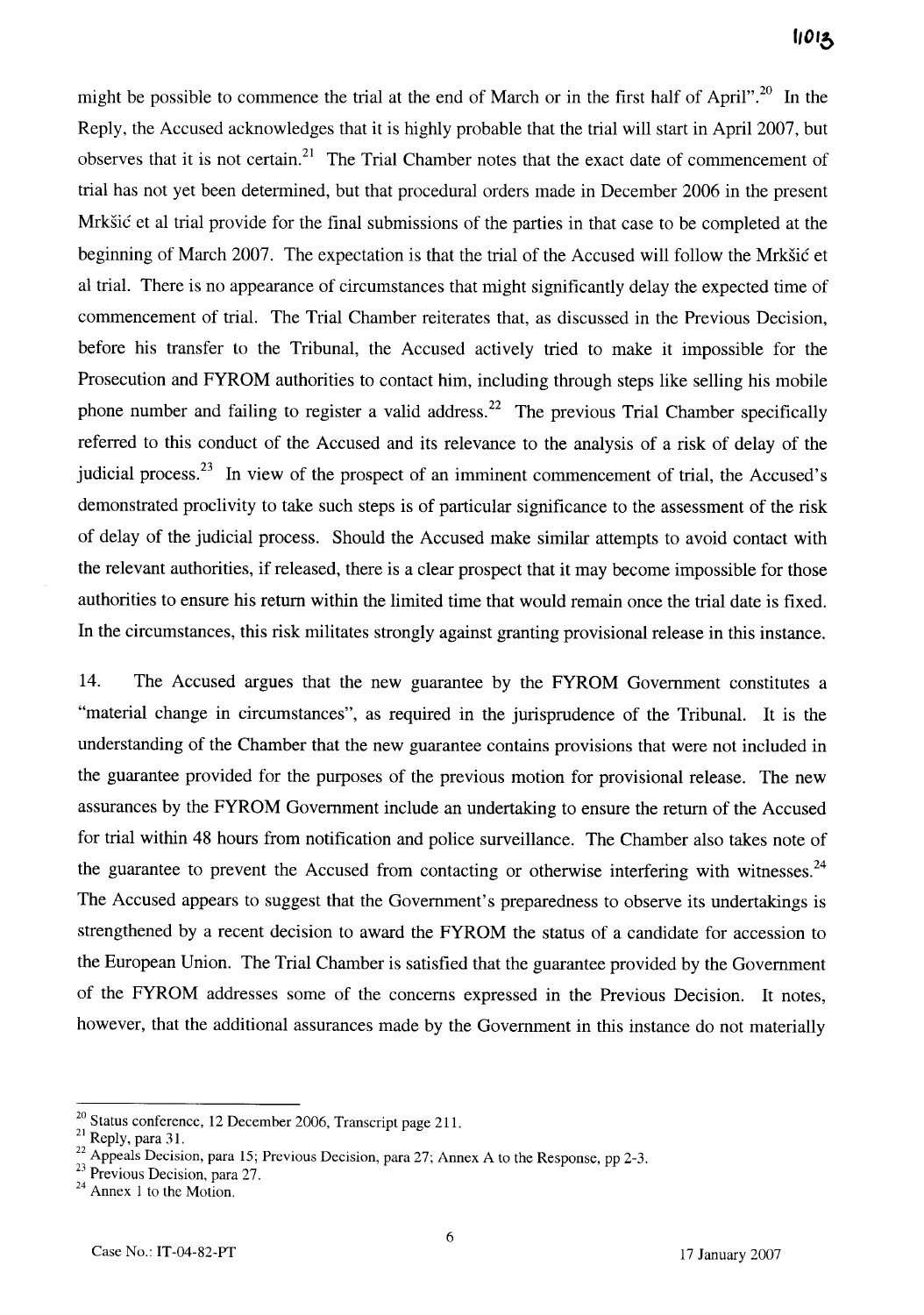might be possible to commence the trial at the end of March or in the first half of April".[20] In the Reply, the Accused acknowledges that it is highly probable that the trial will start in April 2007, but observes that it is not certain.[21] The Trial Chamber notes that the exact date of commencement of trial has not yet been determined, but that procedural orders made in December 2006 in the present Mrkšić et al trial provide for the final submissions of the parties in that case to be completed at the beginning of March 2007. The expectation is that the trial of the Accused will follow the Mrkšić et al trial. There is no appearance of circumstances that might significantly delay the expected time of commencement of trial. The Trial Chamber reiterates that, as discussed in the Previous Decision, before his transfer to the Tribunal, the Accused actively tried to make it impossible for the Prosecution and FYROM authorities to contact him, including through steps like selling his mobile phone number and failing to register a valid address.[22] The previous Trial Chamber specifically referred to this conduct of the Accused and its relevance to the analysis of a risk of delay of the judicial process.[23] In view of the prospect of an imminent commencement of trial, the Accused's demonstrated proclivity to take such steps is of particular significance to the assessment of the risk of delay of the judicial process. Should the Accused make similar attempts to avoid contact with the relevant authorities, if released, there is a clear prospect that it may become impossible for those authorities to ensure his return within the limited time that would remain once the trial date is fixed. In the circumstances, this risk militates strongly against granting provisional release in this instance.

14. The Accused argues that the new guarantee by the FYROM Government constitutes a "material change in circumstances", as required in the jurisprudence of the Tribunal. It is the understanding of the Chamber that the new guarantee contains provisions that were not included in the guarantee provided for the purposes of the previous motion for provisional release. The new assurances by the FYROM Government include an undertaking to ensure the return of the Accused for trial within 48 hours from notification and police surveillance. The Chamber also takes note of the guarantee to prevent the Accused from contacting or otherwise interfering with witnesses.[24] The Accused appears to suggest that the Government's preparedness to observe its undertakings is strengthened by a recent decision to award the FYROM the status of a candidate for accession to the European Union. The Trial Chamber is satisfied that the guarantee provided by the Government of the FYROM addresses some of the concerns expressed in the Previous Decision. It notes, however, that the additional assurances made by the Government in this instance do not materially

[20] Status conference, 12 December 2006, Transcript page 211.

[21] Reply, para 31.

[22] Appeals Decision, para 15; Previous Decision, para 27; Annex A to the Response, pp 2-3.

[23] Previous Decision, para 27.

[24] Annex 1 to the Motion.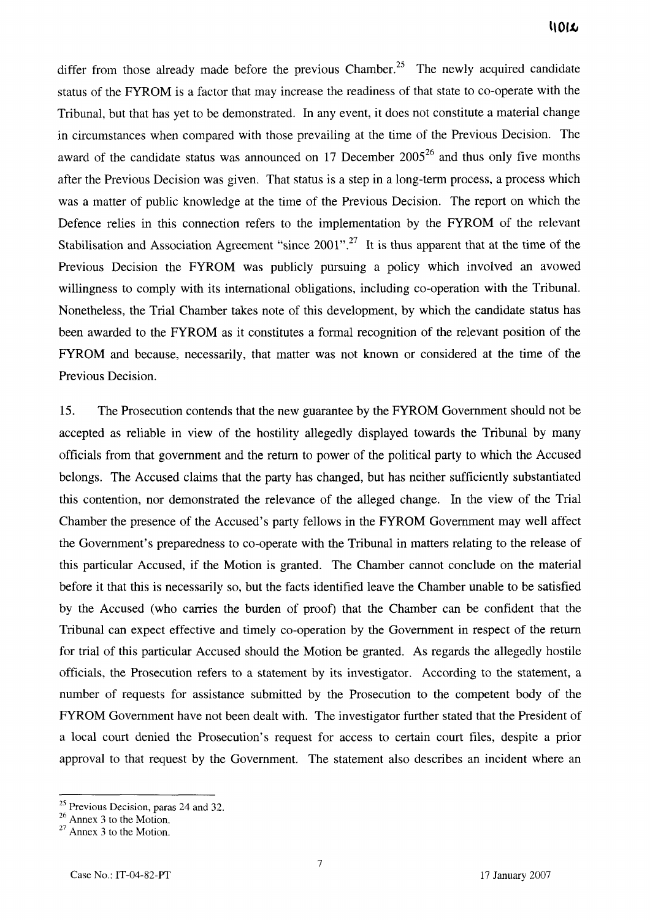differ from those already made before the previous Chamber.[25] The newly acquired candidate status of the FYROM is a factor that may increase the readiness of that state to co-operate with the Tribunal, but that has yet to be demonstrated. In any event, it does not constitute a material change in circumstances when compared with those prevailing at the time of the Previous Decision. The award of the candidate status was announced on 17 December 2005[26] and thus only five months after the Previous Decision was given. That status is a step in a long-term process, a process which was a matter of public knowledge at the time of the Previous Decision. The report on which the Defence relies in this connection refers to the implementation by the FYROM of the relevant Stabilisation and Association Agreement "since 2001".[27] It is thus apparent that at the time of the Previous Decision the FYROM was publicly pursuing a policy which involved an avowed willingness to comply with its international obligations, including co-operation with the Tribunal. Nonetheless, the Trial Chamber takes note of this development, by which the candidate status has been awarded to the FYROM as it constitutes a formal recognition of the relevant position of the FYROM and because, necessarily, that matter was not known or considered at the time of the Previous Decision.

15. The Prosecution contends that the new guarantee by the FYROM Government should not be accepted as reliable in view of the hostility allegedly displayed towards the Tribunal by many officials from that government and the return to power of the political party to which the Accused belongs. The Accused claims that the party has changed, but has neither sufficiently substantiated this contention, nor demonstrated the relevance of the alleged change. In the view of the Trial Chamber the presence of the Accused's party fellows in the FYROM Government may well affect the Government's preparedness to co-operate with the Tribunal in matters relating to the release of this particular Accused, if the Motion is granted. The Chamber cannot conclude on the material before it that this is necessarily so, but the facts identified leave the Chamber unable to be satisfied by the Accused (who carries the burden of proof) that the Chamber can be confident that the Tribunal can expect effective and timely co-operation by the Government in respect of the return for trial of this particular Accused should the Motion be granted. As regards the allegedly hostile officials, the Prosecution refers to a statement by its investigator. According to the statement, a number of requests for assistance submitted by the Prosecution to the competent body of the FYROM Government have not been dealt with. The investigator further stated that the President of a local court denied the Prosecution's request for access to certain court files, despite a prior approval to that request by the Government. The statement also describes an incident where an

---

[25] Previous Decision, paras 24 and 32.

[26] Annex 3 to the Motion.

[27] Annex 3 to the Motion.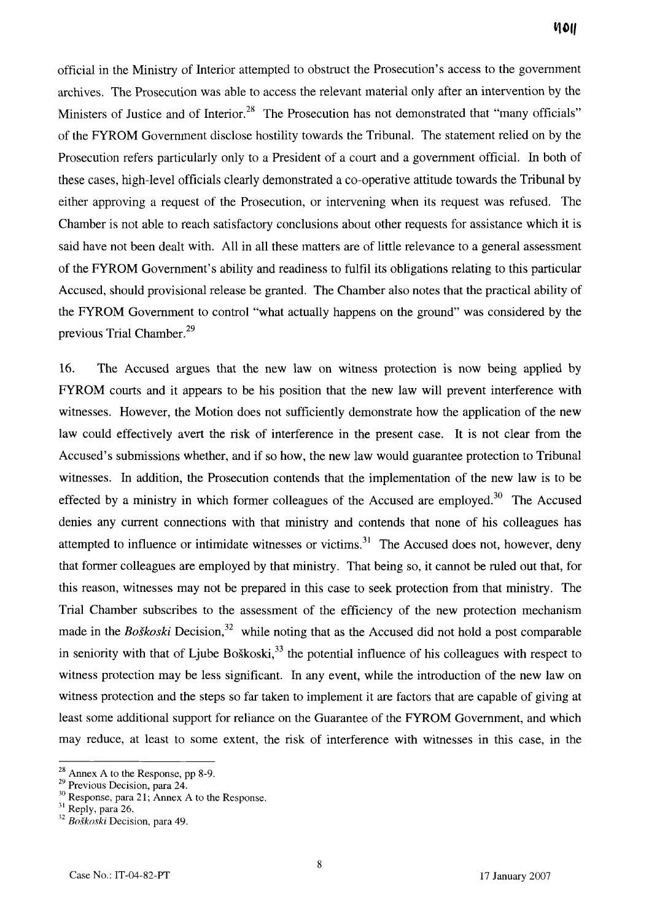official in the Ministry of Interior attempted to obstruct the Prosecution's access to the government archives. The Prosecution was able to access the relevant material only after an intervention by the Ministers of Justice and of Interior.[28] The Prosecution has not demonstrated that "many officials" of the FYROM Government disclose hostility towards the Tribunal. The statement relied on by the Prosecution refers particularly only to a President of a court and a government official. In both of these cases, high-level officials clearly demonstrated a co-operative attitude towards the Tribunal by either approving a request of the Prosecution, or intervening when its request was refused. The Chamber is not able to reach satisfactory conclusions about other requests for assistance which it is said have not been dealt with. All in all these matters are of little relevance to a general assessment of the FYROM Government's ability and readiness to fulfil its obligations relating to this particular Accused, should provisional release be granted. The Chamber also notes that the practical ability of the FYROM Government to control "what actually happens on the ground" was considered by the previous Trial Chamber.[29]

16. The Accused argues that the new law on witness protection is now being applied by FYROM courts and it appears to be his position that the new law will prevent interference with witnesses. However, the Motion does not sufficiently demonstrate how the application of the new law could effectively avert the risk of interference in the present case. It is not clear from the Accused's submissions whether, and if so how, the new law would guarantee protection to Tribunal witnesses. In addition, the Prosecution contends that the implementation of the new law is to be effected by a ministry in which former colleagues of the Accused are employed.[30] The Accused denies any current connections with that ministry and contends that none of his colleagues has attempted to influence or intimidate witnesses or victims.[31] The Accused does not, however, deny that former colleagues are employed by that ministry. That being so, it cannot be ruled out that, for this reason, witnesses may not be prepared in this case to seek protection from that ministry. The Trial Chamber subscribes to the assessment of the efficiency of the new protection mechanism made in the *Boškoski* Decision,[32] while noting that as the Accused did not hold a post comparable in seniority with that of Ljube Boškoski,[33] the potential influence of his colleagues with respect to witness protection may be less significant. In any event, while the introduction of the new law on witness protection and the steps so far taken to implement it are factors that are capable of giving at least some additional support for reliance on the Guarantee of the FYROM Government, and which may reduce, at least to some extent, the risk of interference with witnesses in this case, in the

---

[28] Annex A to the Response, pp 8-9.

[29] Previous Decision, para 24.

[30] Response, para 21; Annex A to the Response.

[31] Reply, para 26.

[32] *Boškoski* Decision, para 49.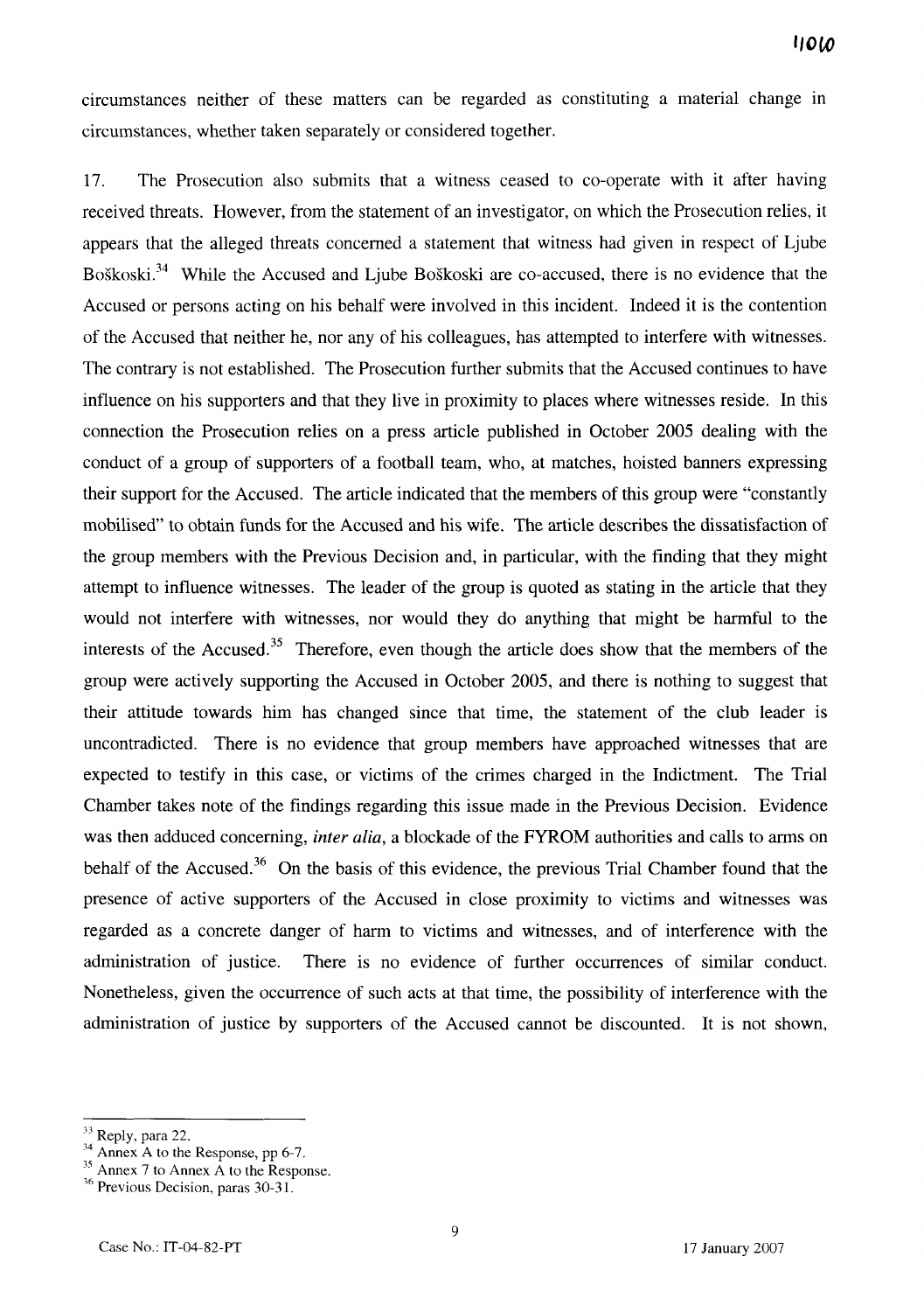circumstances neither of these matters can be regarded as constituting a material change in circumstances, whether taken separately or considered together.

17. The Prosecution also submits that a witness ceased to co-operate with it after having received threats. However, from the statement of an investigator, on which the Prosecution relies, it appears that the alleged threats concerned a statement that witness had given in respect of Ljube Boškoski.[34] While the Accused and Ljube Boškoski are co-accused, there is no evidence that the Accused or persons acting on his behalf were involved in this incident. Indeed it is the contention of the Accused that neither he, nor any of his colleagues, has attempted to interfere with witnesses. The contrary is not established. The Prosecution further submits that the Accused continues to have influence on his supporters and that they live in proximity to places where witnesses reside. In this connection the Prosecution relies on a press article published in October 2005 dealing with the conduct of a group of supporters of a football team, who, at matches, hoisted banners expressing their support for the Accused. The article indicated that the members of this group were "constantly mobilised" to obtain funds for the Accused and his wife. The article describes the dissatisfaction of the group members with the Previous Decision and, in particular, with the finding that they might attempt to influence witnesses. The leader of the group is quoted as stating in the article that they would not interfere with witnesses, nor would they do anything that might be harmful to the interests of the Accused.[35] Therefore, even though the article does show that the members of the group were actively supporting the Accused in October 2005, and there is nothing to suggest that their attitude towards him has changed since that time, the statement of the club leader is uncontradicted. There is no evidence that group members have approached witnesses that are expected to testify in this case, or victims of the crimes charged in the Indictment. The Trial Chamber takes note of the findings regarding this issue made in the Previous Decision. Evidence was then adduced concerning, *inter alia*, a blockade of the FYROM authorities and calls to arms on behalf of the Accused.[36] On the basis of this evidence, the previous Trial Chamber found that the presence of active supporters of the Accused in close proximity to victims and witnesses was regarded as a concrete danger of harm to victims and witnesses, and of interference with the administration of justice. There is no evidence of further occurrences of similar conduct. Nonetheless, given the occurrence of such acts at that time, the possibility of interference with the administration of justice by supporters of the Accused cannot be discounted. It is not shown,

---

[33] Reply, para 22.

[34] Annex A to the Response, pp 6-7.

[35] Annex 7 to Annex A to the Response.

[36] Previous Decision, paras 30-31.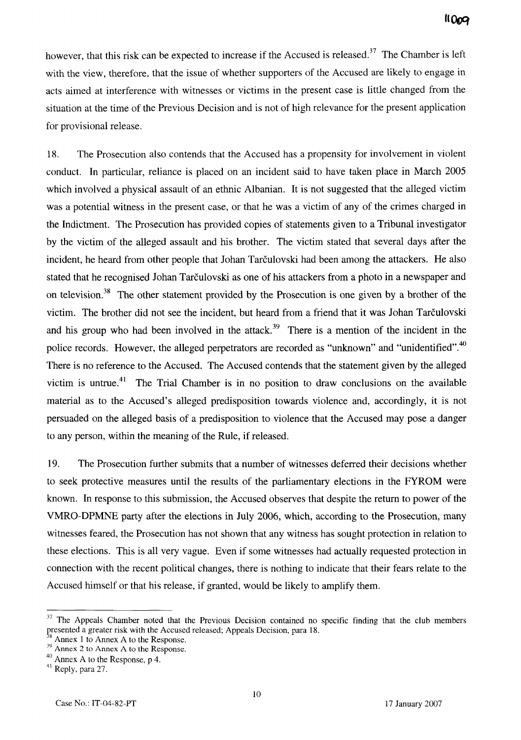however, that this risk can be expected to increase if the Accused is released.[37] The Chamber is left with the view, therefore, that the issue of whether supporters of the Accused are likely to engage in acts aimed at interference with witnesses or victims in the present case is little changed from the situation at the time of the Previous Decision and is not of high relevance for the present application for provisional release.

18. The Prosecution also contends that the Accused has a propensity for involvement in violent conduct. In particular, reliance is placed on an incident said to have taken place in March 2005 which involved a physical assault of an ethnic Albanian. It is not suggested that the alleged victim was a potential witness in the present case, or that he was a victim of any of the crimes charged in the Indictment. The Prosecution has provided copies of statements given to a Tribunal investigator by the victim of the alleged assault and his brother. The victim stated that several days after the incident, he heard from other people that Johan Tarčulovski had been among the attackers. He also stated that he recognised Johan Tarčulovski as one of his attackers from a photo in a newspaper and on television.[38] The other statement provided by the Prosecution is one given by a brother of the victim. The brother did not see the incident, but heard from a friend that it was Johan Tarčulovski and his group who had been involved in the attack.[39] There is a mention of the incident in the police records. However, the alleged perpetrators are recorded as "unknown" and "unidentified".[40] There is no reference to the Accused. The Accused contends that the statement given by the alleged victim is untrue.[41] The Trial Chamber is in no position to draw conclusions on the available material as to the Accused's alleged predisposition towards violence and, accordingly, it is not persuaded on the alleged basis of a predisposition to violence that the Accused may pose a danger to any person, within the meaning of the Rule, if released.

19. The Prosecution further submits that a number of witnesses deferred their decisions whether to seek protective measures until the results of the parliamentary elections in the FYROM were known. In response to this submission, the Accused observes that despite the return to power of the VMRO-DPMNE party after the elections in July 2006, which, according to the Prosecution, many witnesses feared, the Prosecution has not shown that any witness has sought protection in relation to these elections. This is all very vague. Even if some witnesses had actually requested protection in connection with the recent political changes, there is nothing to indicate that their fears relate to the Accused himself or that his release, if granted, would be likely to amplify them.

---

[37] The Appeals Chamber noted that the Previous Decision contained no specific finding that the club members presented a greater risk with the Accused released; Appeals Decision, para 18.

[38] Annex 1 to Annex A to the Response.

[39] Annex 2 to Annex A to the Response.

[40] Annex A to the Response, p 4.

[41] Reply, para 27.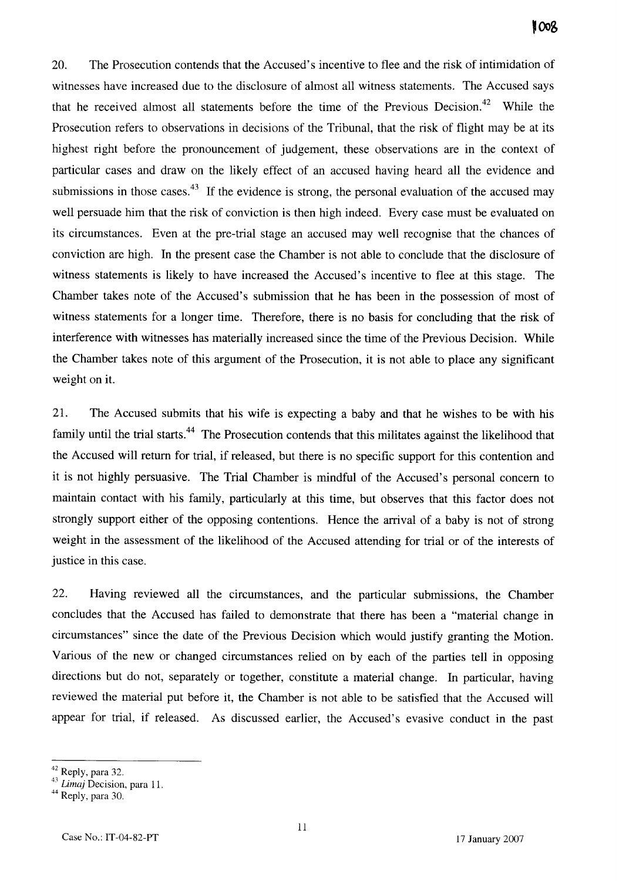20. The Prosecution contends that the Accused's incentive to flee and the risk of intimidation of witnesses have increased due to the disclosure of almost all witness statements. The Accused says that he received almost all statements before the time of the Previous Decision.[42] While the Prosecution refers to observations in decisions of the Tribunal, that the risk of flight may be at its highest right before the pronouncement of judgement, these observations are in the context of particular cases and draw on the likely effect of an accused having heard all the evidence and submissions in those cases.[43] If the evidence is strong, the personal evaluation of the accused may well persuade him that the risk of conviction is then high indeed. Every case must be evaluated on its circumstances. Even at the pre-trial stage an accused may well recognise that the chances of conviction are high. In the present case the Chamber is not able to conclude that the disclosure of witness statements is likely to have increased the Accused's incentive to flee at this stage. The Chamber takes note of the Accused's submission that he has been in the possession of most of witness statements for a longer time. Therefore, there is no basis for concluding that the risk of interference with witnesses has materially increased since the time of the Previous Decision. While the Chamber takes note of this argument of the Prosecution, it is not able to place any significant weight on it.

21. The Accused submits that his wife is expecting a baby and that he wishes to be with his family until the trial starts.[44] The Prosecution contends that this militates against the likelihood that the Accused will return for trial, if released, but there is no specific support for this contention and it is not highly persuasive. The Trial Chamber is mindful of the Accused's personal concern to maintain contact with his family, particularly at this time, but observes that this factor does not strongly support either of the opposing contentions. Hence the arrival of a baby is not of strong weight in the assessment of the likelihood of the Accused attending for trial or of the interests of justice in this case.

22. Having reviewed all the circumstances, and the particular submissions, the Chamber concludes that the Accused has failed to demonstrate that there has been a "material change in circumstances" since the date of the Previous Decision which would justify granting the Motion. Various of the new or changed circumstances relied on by each of the parties tell in opposing directions but do not, separately or together, constitute a material change. In particular, having reviewed the material put before it, the Chamber is not able to be satisfied that the Accused will appear for trial, if released. As discussed earlier, the Accused's evasive conduct in the past

---

[42] Reply, para 32.

[43] *Limaj* Decision, para 11.

[44] Reply, para 30.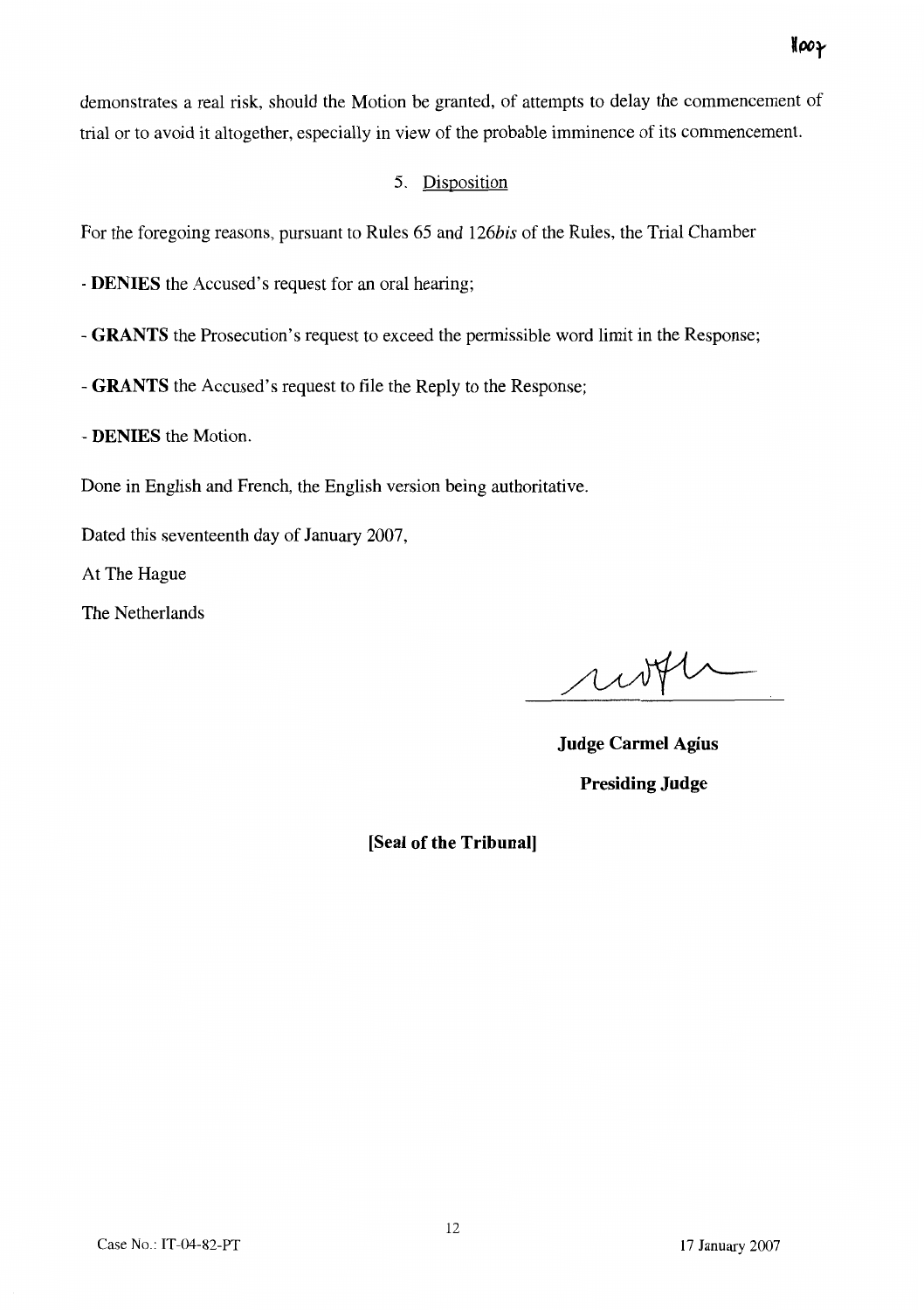demonstrates a real risk, should the Motion be granted, of attempts to delay the commencement of trial or to avoid it altogether, especially in view of the probable imminence of its commencement.

## 5. Disposition

For the foregoing reasons, pursuant to Rules 65 and 126*bis* of the Rules, the Trial Chamber

- **DENIES** the Accused's request for an oral hearing;

- **GRANTS** the Prosecution's request to exceed the permissible word limit in the Response;

- **GRANTS** the Accused's request to file the Reply to the Response;

- **DENIES** the Motion.

Done in English and French, the English version being authoritative.

Dated this seventeenth day of January 2007,

At The Hague

The Netherlands

**Judge Carmel Agius**

**Presiding Judge**

**[Seal of the Tribunal]**